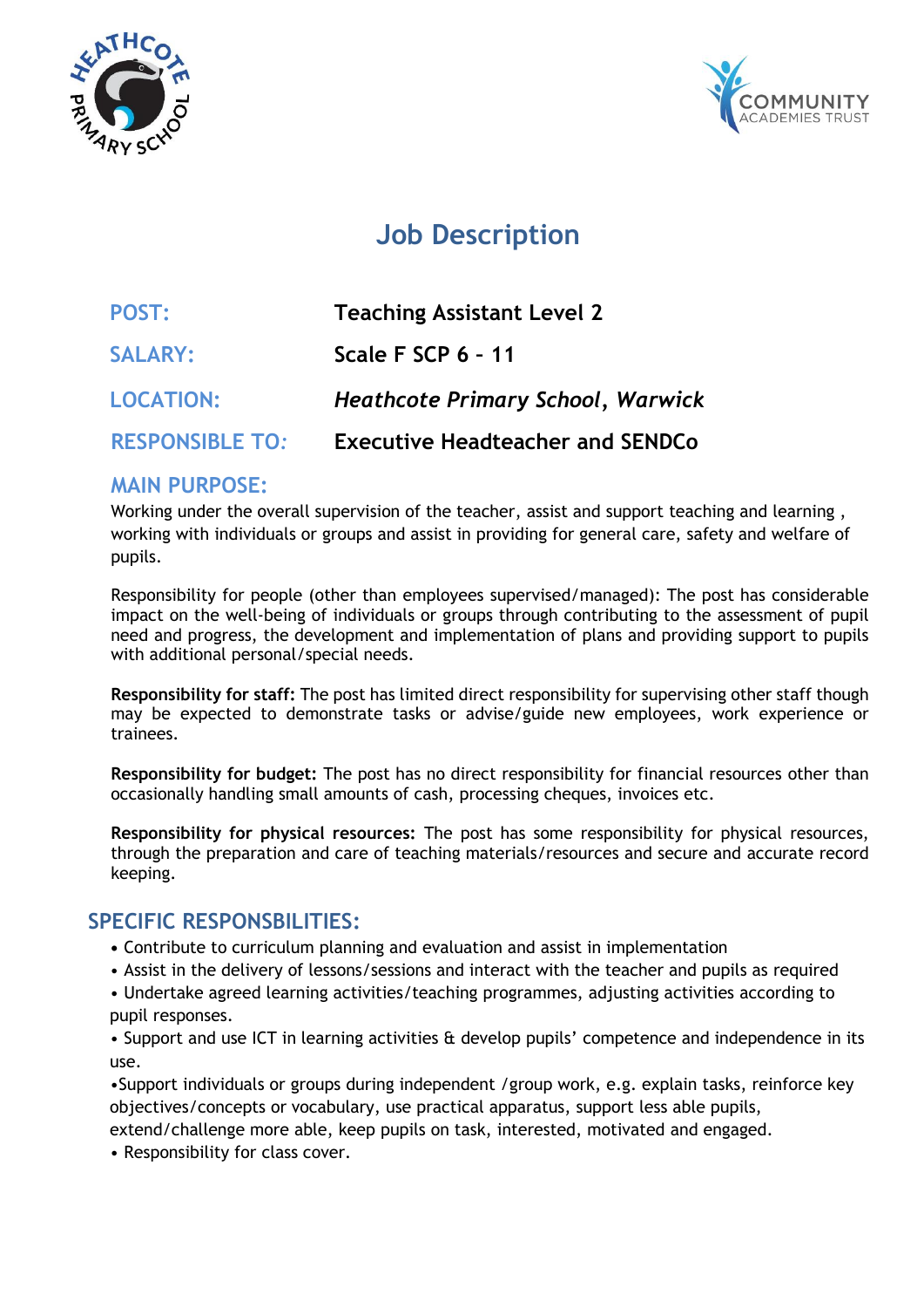# Job Description

| | |
|---|---|
| **POST:** | **Teaching Assistant Level 2** |
| **SALARY:** | **Scale F SCP 6 – 11** |
| **LOCATION:** | ***Heathcote Primary School, Warwick*** |
| **RESPONSIBLE TO:** | **Executive Headteacher and SENDCo** |

## MAIN PURPOSE:

Working under the overall supervision of the teacher, assist and support teaching and learning , working with individuals or groups and assist in providing for general care, safety and welfare of pupils.

Responsibility for people (other than employees supervised/managed): The post has considerable impact on the well-being of individuals or groups through contributing to the assessment of pupil need and progress, the development and implementation of plans and providing support to pupils with additional personal/special needs.

**Responsibility for staff:** The post has limited direct responsibility for supervising other staff though may be expected to demonstrate tasks or advise/guide new employees, work experience or trainees.

**Responsibility for budget:** The post has no direct responsibility for financial resources other than occasionally handling small amounts of cash, processing cheques, invoices etc.

**Responsibility for physical resources:** The post has some responsibility for physical resources, through the preparation and care of teaching materials/resources and secure and accurate record keeping.

## SPECIFIC RESPONSIBILITIES:

- Contribute to curriculum planning and evaluation and assist in implementation
- Assist in the delivery of lessons/sessions and interact with the teacher and pupils as required
- Undertake agreed learning activities/teaching programmes, adjusting activities according to pupil responses.
- Support and use ICT in learning activities & develop pupils' competence and independence in its use.
- Support individuals or groups during independent /group work, e.g. explain tasks, reinforce key objectives/concepts or vocabulary, use practical apparatus, support less able pupils, extend/challenge more able, keep pupils on task, interested, motivated and engaged.
- Responsibility for class cover.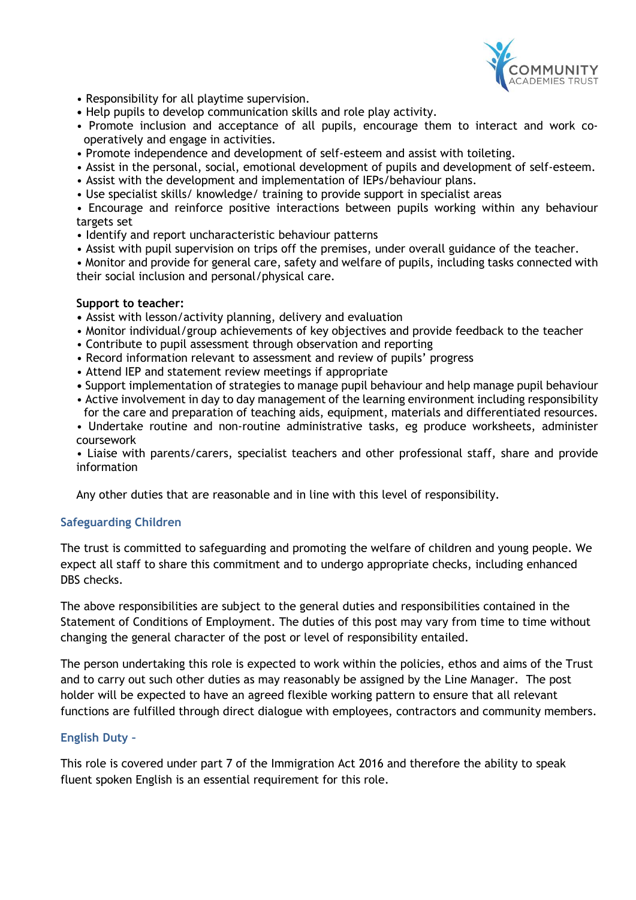- Responsibility for all playtime supervision.
- Help pupils to develop communication skills and role play activity.
- Promote inclusion and acceptance of all pupils, encourage them to interact and work co-operatively and engage in activities.
- Promote independence and development of self-esteem and assist with toileting.
- Assist in the personal, social, emotional development of pupils and development of self-esteem.
- Assist with the development and implementation of IEPs/behaviour plans.
- Use specialist skills/ knowledge/ training to provide support in specialist areas
- Encourage and reinforce positive interactions between pupils working within any behaviour targets set
- Identify and report uncharacteristic behaviour patterns
- Assist with pupil supervision on trips off the premises, under overall guidance of the teacher.
- Monitor and provide for general care, safety and welfare of pupils, including tasks connected with their social inclusion and personal/physical care.

**Support to teacher:**

- Assist with lesson/activity planning, delivery and evaluation
- Monitor individual/group achievements of key objectives and provide feedback to the teacher
- Contribute to pupil assessment through observation and reporting
- Record information relevant to assessment and review of pupils' progress
- Attend IEP and statement review meetings if appropriate
- Support implementation of strategies to manage pupil behaviour and help manage pupil behaviour
- Active involvement in day to day management of the learning environment including responsibility for the care and preparation of teaching aids, equipment, materials and differentiated resources.
- Undertake routine and non-routine administrative tasks, eg produce worksheets, administer coursework
- Liaise with parents/carers, specialist teachers and other professional staff, share and provide information

Any other duties that are reasonable and in line with this level of responsibility.

### Safeguarding Children

The trust is committed to safeguarding and promoting the welfare of children and young people. We expect all staff to share this commitment and to undergo appropriate checks, including enhanced DBS checks.

The above responsibilities are subject to the general duties and responsibilities contained in the Statement of Conditions of Employment. The duties of this post may vary from time to time without changing the general character of the post or level of responsibility entailed.

The person undertaking this role is expected to work within the policies, ethos and aims of the Trust and to carry out such other duties as may reasonably be assigned by the Line Manager. The post holder will be expected to have an agreed flexible working pattern to ensure that all relevant functions are fulfilled through direct dialogue with employees, contractors and community members.

### English Duty –

This role is covered under part 7 of the Immigration Act 2016 and therefore the ability to speak fluent spoken English is an essential requirement for this role.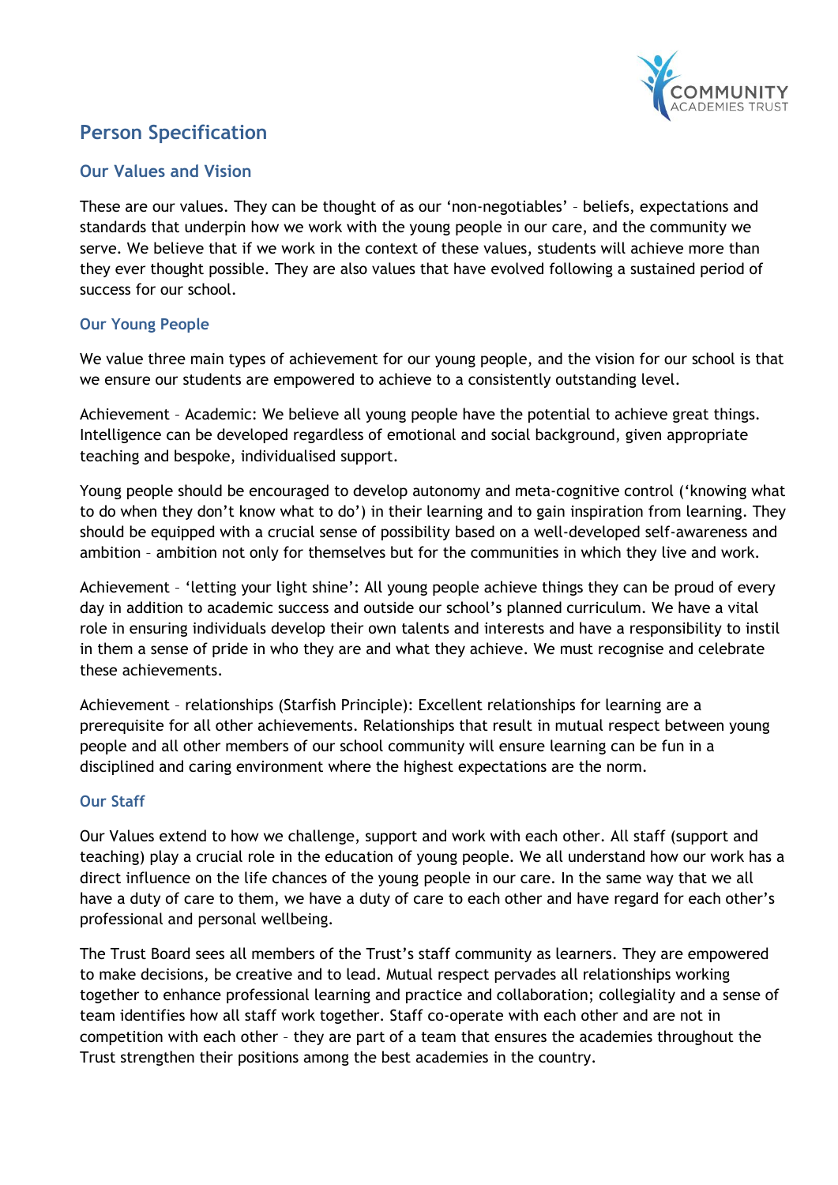# Person Specification

## Our Values and Vision

These are our values. They can be thought of as our 'non-negotiables' – beliefs, expectations and standards that underpin how we work with the young people in our care, and the community we serve. We believe that if we work in the context of these values, students will achieve more than they ever thought possible. They are also values that have evolved following a sustained period of success for our school.

### Our Young People

We value three main types of achievement for our young people, and the vision for our school is that we ensure our students are empowered to achieve to a consistently outstanding level.

Achievement – Academic: We believe all young people have the potential to achieve great things. Intelligence can be developed regardless of emotional and social background, given appropriate teaching and bespoke, individualised support.

Young people should be encouraged to develop autonomy and meta-cognitive control ('knowing what to do when they don't know what to do') in their learning and to gain inspiration from learning. They should be equipped with a crucial sense of possibility based on a well-developed self-awareness and ambition – ambition not only for themselves but for the communities in which they live and work.

Achievement – 'letting your light shine': All young people achieve things they can be proud of every day in addition to academic success and outside our school's planned curriculum. We have a vital role in ensuring individuals develop their own talents and interests and have a responsibility to instil in them a sense of pride in who they are and what they achieve. We must recognise and celebrate these achievements.

Achievement – relationships (Starfish Principle): Excellent relationships for learning are a prerequisite for all other achievements. Relationships that result in mutual respect between young people and all other members of our school community will ensure learning can be fun in a disciplined and caring environment where the highest expectations are the norm.

### Our Staff

Our Values extend to how we challenge, support and work with each other. All staff (support and teaching) play a crucial role in the education of young people. We all understand how our work has a direct influence on the life chances of the young people in our care. In the same way that we all have a duty of care to them, we have a duty of care to each other and have regard for each other's professional and personal wellbeing.

The Trust Board sees all members of the Trust's staff community as learners. They are empowered to make decisions, be creative and to lead. Mutual respect pervades all relationships working together to enhance professional learning and practice and collaboration; collegiality and a sense of team identifies how all staff work together. Staff co-operate with each other and are not in competition with each other – they are part of a team that ensures the academies throughout the Trust strengthen their positions among the best academies in the country.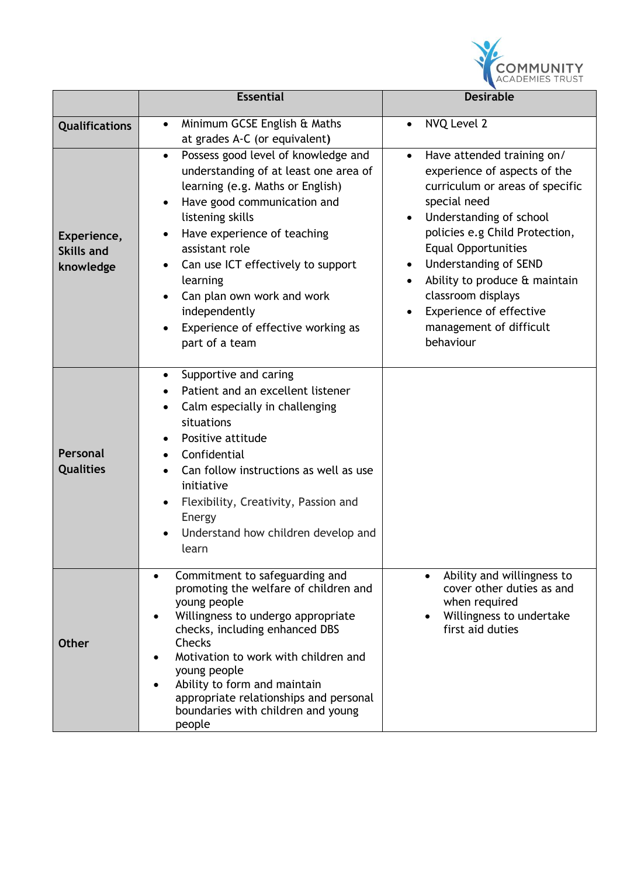| | Essential | Desirable |
|---|---|---|
| **Qualifications** | • Minimum GCSE English & Maths at grades A-C (or equivalent) | • NVQ Level 2 |
| **Experience, Skills and knowledge** | • Possess good level of knowledge and understanding of at least one area of learning (e.g. Maths or English)<br>• Have good communication and listening skills<br>• Have experience of teaching assistant role<br>• Can use ICT effectively to support learning<br>• Can plan own work and work independently<br>• Experience of effective working as part of a team | • Have attended training on/ experience of aspects of the curriculum or areas of specific special need<br>• Understanding of school policies e.g Child Protection, Equal Opportunities<br>• Understanding of SEND<br>• Ability to produce & maintain classroom displays<br>• Experience of effective management of difficult behaviour |
| **Personal Qualities** | • Supportive and caring<br>• Patient and an excellent listener<br>• Calm especially in challenging situations<br>• Positive attitude<br>• Confidential<br>• Can follow instructions as well as use initiative<br>• Flexibility, Creativity, Passion and Energy<br>• Understand how children develop and learn | |
| **Other** | • Commitment to safeguarding and promoting the welfare of children and young people<br>• Willingness to undergo appropriate checks, including enhanced DBS Checks<br>• Motivation to work with children and young people<br>• Ability to form and maintain appropriate relationships and personal boundaries with children and young people | • Ability and willingness to cover other duties as and when required<br>• Willingness to undertake first aid duties |